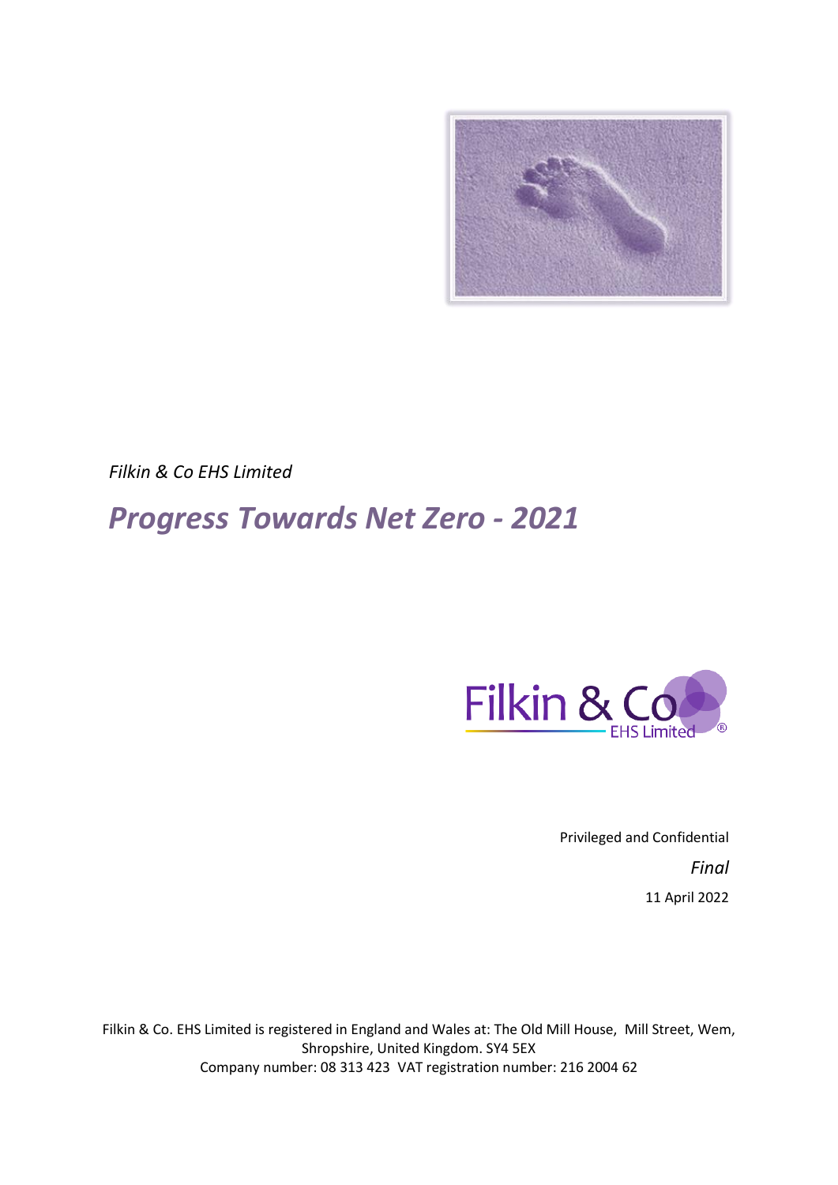*Filkin & Co EHS Limited*

# *Progress Towards Net Zero - 2021*

Privileged and Confidential

*Final*

11 April 2022

Filkin & Co. EHS Limited is registered in England and Wales at: The Old Mill House, Mill Street, Wem, Shropshire, United Kingdom. SY4 5EX
Company number: 08 313 423 VAT registration number: 216 2004 62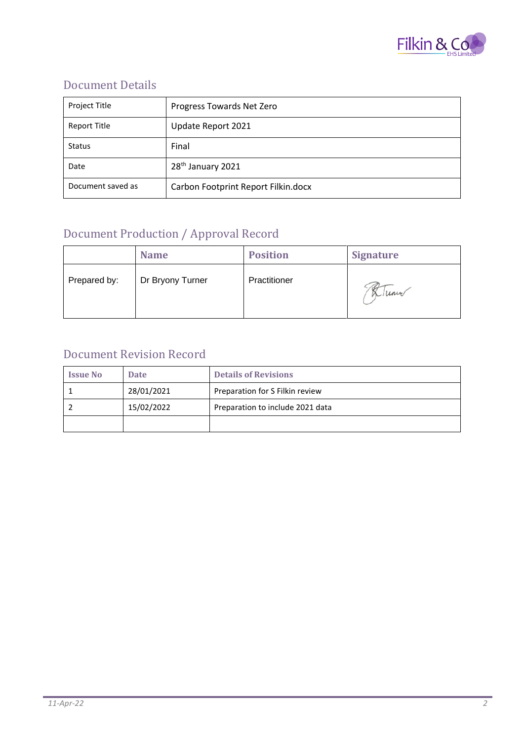## Document Details

| Project Title | Progress Towards Net Zero |
|---|---|
| Report Title | Update Report 2021 |
| Status | Final |
| Date | 28th January 2021 |
| Document saved as | Carbon Footprint Report Filkin.docx |

## Document Production / Approval Record

| | Name | Position | Signature |
|---|---|---|---|
| Prepared by: | Dr Bryony Turner | Practitioner | B Turner |

## Document Revision Record

| Issue No | Date | Details of Revisions |
|---|---|---|
| 1 | 28/01/2021 | Preparation for S Filkin review |
| 2 | 15/02/2022 | Preparation to include 2021 data |
| | | |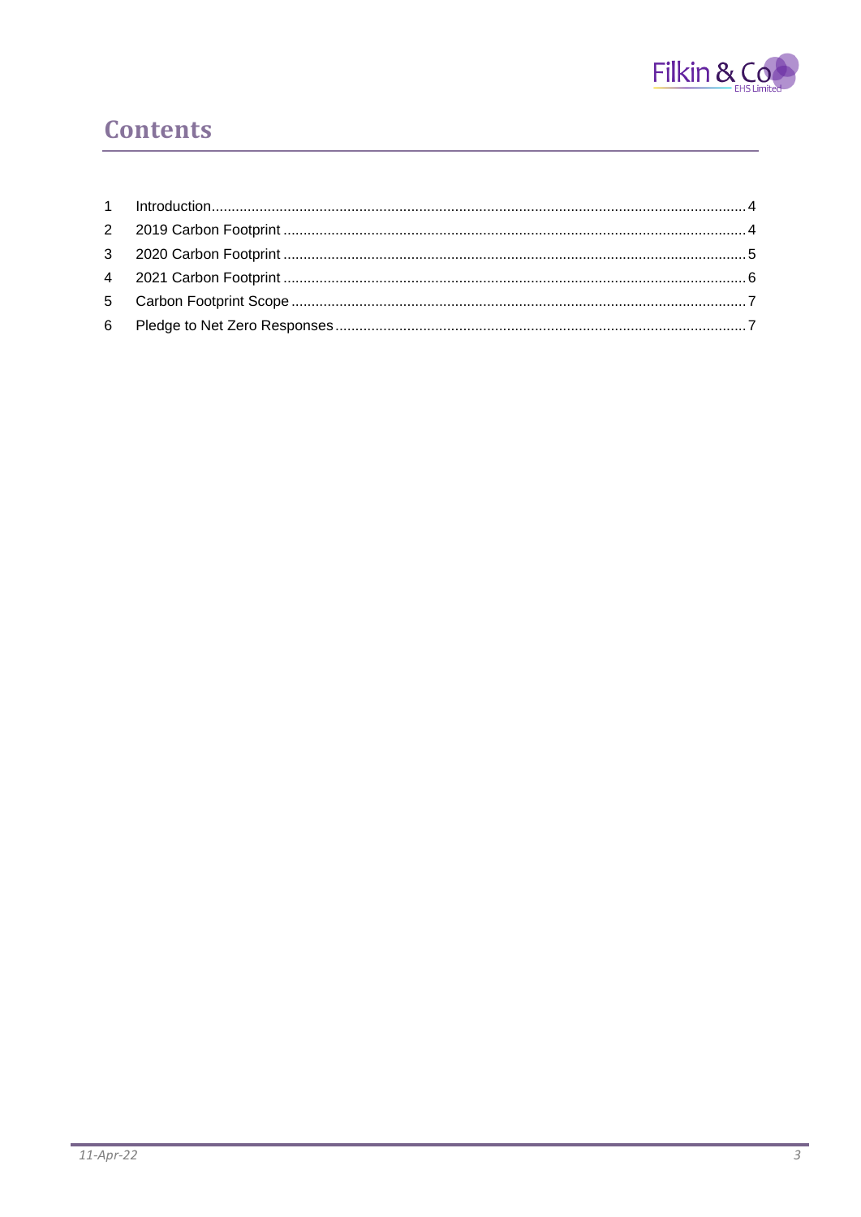# Contents

1 Introduction....................................................................................................................4
2 2019 Carbon Footprint ..................................................................................................4
3 2020 Carbon Footprint ..................................................................................................5
4 2021 Carbon Footprint ..................................................................................................6
5 Carbon Footprint Scope ................................................................................................7
6 Pledge to Net Zero Responses......................................................................................7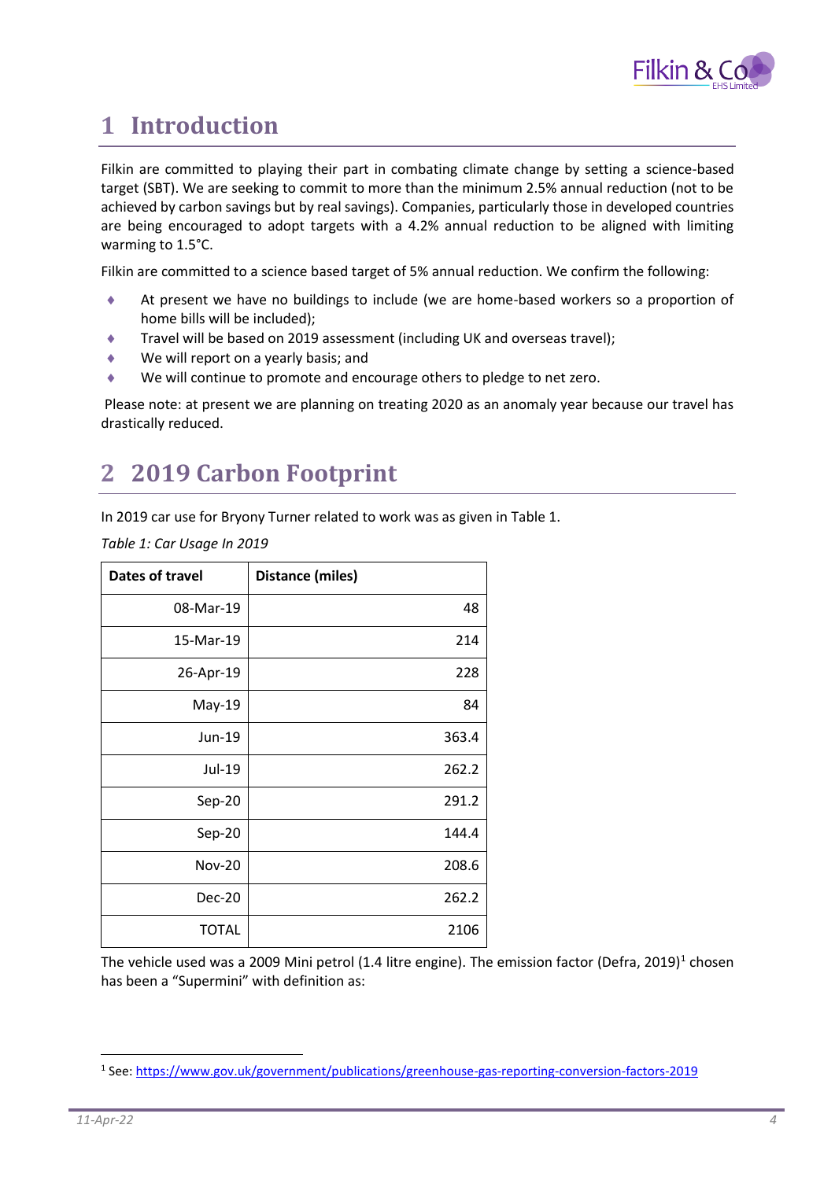# 1 Introduction

Filkin are committed to playing their part in combating climate change by setting a science-based target (SBT). We are seeking to commit to more than the minimum 2.5% annual reduction (not to be achieved by carbon savings but by real savings). Companies, particularly those in developed countries are being encouraged to adopt targets with a 4.2% annual reduction to be aligned with limiting warming to 1.5°C.

Filkin are committed to a science based target of 5% annual reduction. We confirm the following:

- At present we have no buildings to include (we are home-based workers so a proportion of home bills will be included);
- Travel will be based on 2019 assessment (including UK and overseas travel);
- We will report on a yearly basis; and
- We will continue to promote and encourage others to pledge to net zero.

Please note: at present we are planning on treating 2020 as an anomaly year because our travel has drastically reduced.

# 2 2019 Carbon Footprint

In 2019 car use for Bryony Turner related to work was as given in Table 1.

*Table 1: Car Usage In 2019*

| Dates of travel | Distance (miles) |
|---|---|
| 08-Mar-19 | 48 |
| 15-Mar-19 | 214 |
| 26-Apr-19 | 228 |
| May-19 | 84 |
| Jun-19 | 363.4 |
| Jul-19 | 262.2 |
| Sep-20 | 291.2 |
| Sep-20 | 144.4 |
| Nov-20 | 208.6 |
| Dec-20 | 262.2 |
| TOTAL | 2106 |

The vehicle used was a 2009 Mini petrol (1.4 litre engine). The emission factor (Defra, 2019)[1] chosen has been a "Supermini" with definition as:

[1] See: https://www.gov.uk/government/publications/greenhouse-gas-reporting-conversion-factors-2019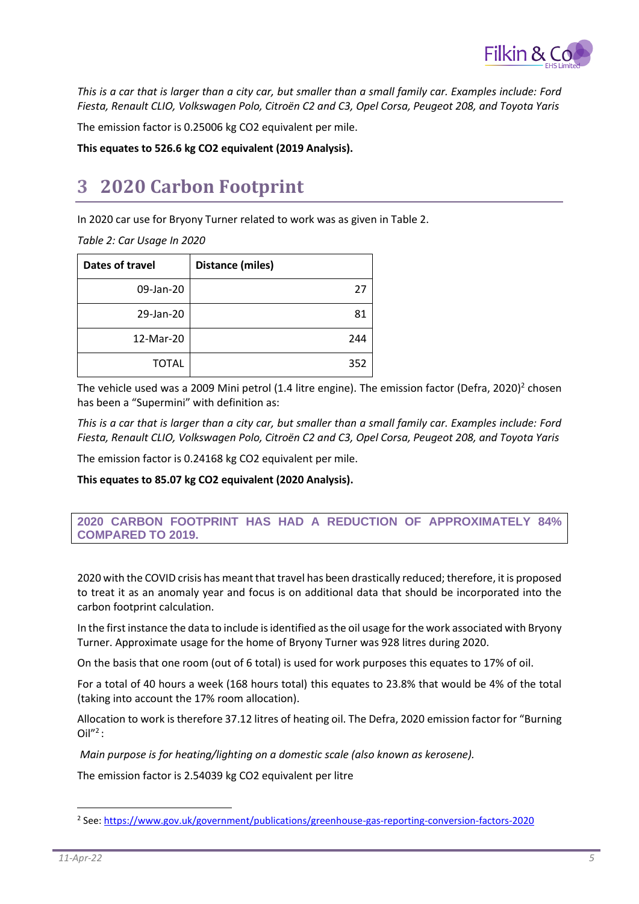*This is a car that is larger than a city car, but smaller than a small family car. Examples include: Ford Fiesta, Renault CLIO, Volkswagen Polo, Citroën C2 and C3, Opel Corsa, Peugeot 208, and Toyota Yaris*

The emission factor is 0.25006 kg CO2 equivalent per mile.

**This equates to 526.6 kg CO2 equivalent (2019 Analysis).**

# 3 2020 Carbon Footprint

In 2020 car use for Bryony Turner related to work was as given in Table 2.

*Table 2: Car Usage In 2020*

| Dates of travel | Distance (miles) |
|---|---|
| 09-Jan-20 | 27 |
| 29-Jan-20 | 81 |
| 12-Mar-20 | 244 |
| TOTAL | 352 |

The vehicle used was a 2009 Mini petrol (1.4 litre engine). The emission factor (Defra, 2020)[2] chosen has been a "Supermini" with definition as:

*This is a car that is larger than a city car, but smaller than a small family car. Examples include: Ford Fiesta, Renault CLIO, Volkswagen Polo, Citroën C2 and C3, Opel Corsa, Peugeot 208, and Toyota Yaris*

The emission factor is 0.24168 kg CO2 equivalent per mile.

**This equates to 85.07 kg CO2 equivalent (2020 Analysis).**

**2020 CARBON FOOTPRINT HAS HAD A REDUCTION OF APPROXIMATELY 84% COMPARED TO 2019.**

2020 with the COVID crisis has meant that travel has been drastically reduced; therefore, it is proposed to treat it as an anomaly year and focus is on additional data that should be incorporated into the carbon footprint calculation.

In the first instance the data to include is identified as the oil usage for the work associated with Bryony Turner. Approximate usage for the home of Bryony Turner was 928 litres during 2020.

On the basis that one room (out of 6 total) is used for work purposes this equates to 17% of oil.

For a total of 40 hours a week (168 hours total) this equates to 23.8% that would be 4% of the total (taking into account the 17% room allocation).

Allocation to work is therefore 37.12 litres of heating oil. The Defra, 2020 emission factor for "Burning Oil"[2]:

*Main purpose is for heating/lighting on a domestic scale (also known as kerosene).*

The emission factor is 2.54039 kg CO2 equivalent per litre

[2] See: https://www.gov.uk/government/publications/greenhouse-gas-reporting-conversion-factors-2020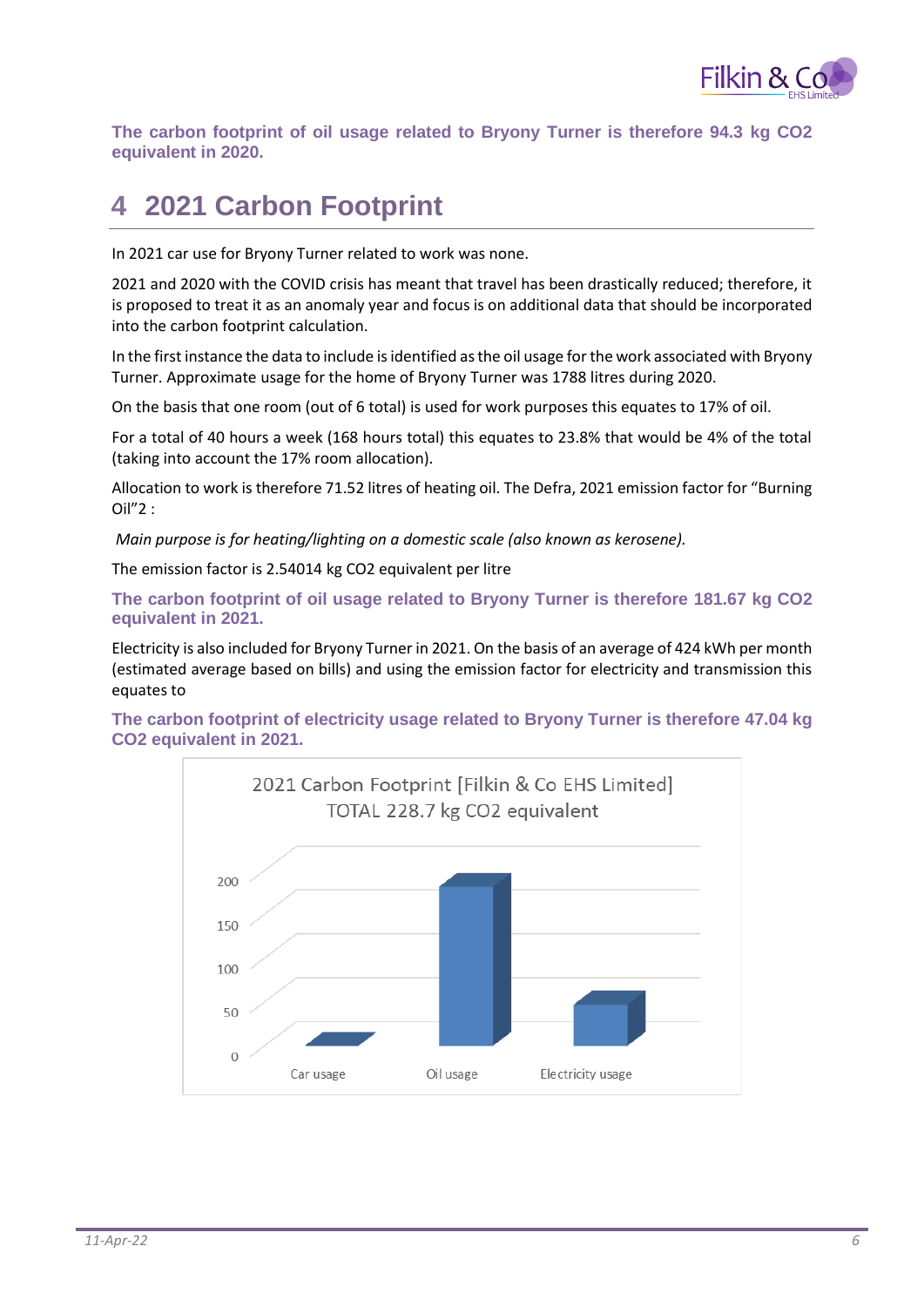**The carbon footprint of oil usage related to Bryony Turner is therefore 94.3 kg $CO_2$ equivalent in 2020.**

# 4 2021 Carbon Footprint

In 2021 car use for Bryony Turner related to work was none.

2021 and 2020 with the COVID crisis has meant that travel has been drastically reduced; therefore, it is proposed to treat it as an anomaly year and focus is on additional data that should be incorporated into the carbon footprint calculation.

In the first instance the data to include is identified as the oil usage for the work associated with Bryony Turner. Approximate usage for the home of Bryony Turner was 1788 litres during 2020.

On the basis that one room (out of 6 total) is used for work purposes this equates to 17% of oil.

For a total of 40 hours a week (168 hours total) this equates to 23.8% that would be 4% of the total (taking into account the 17% room allocation).

Allocation to work is therefore 71.52 litres of heating oil. The Defra, 2021 emission factor for "Burning Oil"2 :

*Main purpose is for heating/lighting on a domestic scale (also known as kerosene).*

The emission factor is 2.54014 kg $CO_2$ equivalent per litre

**The carbon footprint of oil usage related to Bryony Turner is therefore 181.67 kg $CO_2$ equivalent in 2021.**

Electricity is also included for Bryony Turner in 2021. On the basis of an average of 424 kWh per month (estimated average based on bills) and using the emission factor for electricity and transmission this equates to

**The carbon footprint of electricity usage related to Bryony Turner is therefore 47.04 kg $CO_2$ equivalent in 2021.**

2021 Carbon Footprint [Filkin & Co EHS Limited]
TOTAL 228.7 kg $CO_2$ equivalent

| Category | kg $CO_2$ equivalent |
| --- | --- |
| Car usage | 0 |
| Oil usage | 181.67 |
| Electricity usage | 47.04 |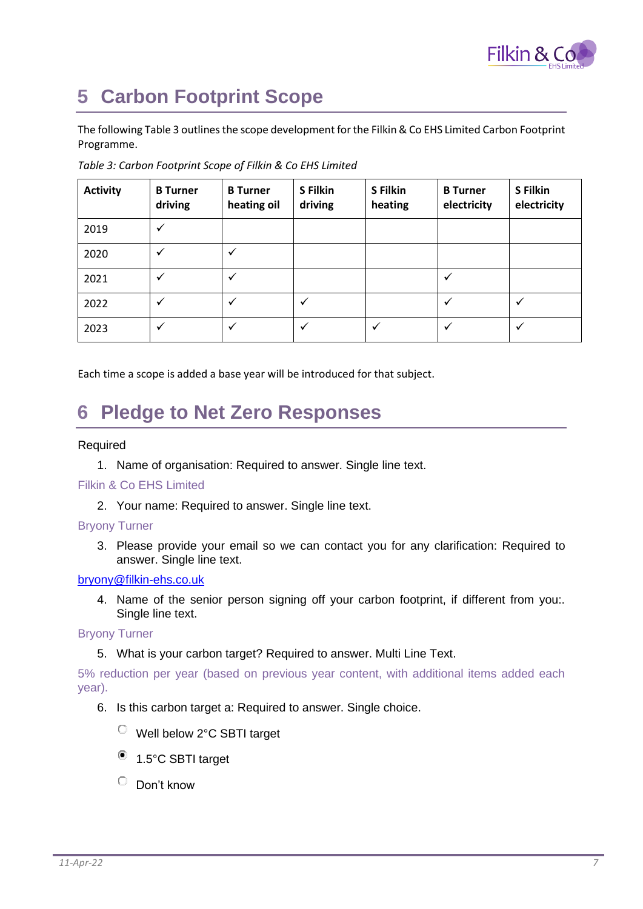# 5 Carbon Footprint Scope

The following Table 3 outlines the scope development for the Filkin & Co EHS Limited Carbon Footprint Programme.

*Table 3: Carbon Footprint Scope of Filkin & Co EHS Limited*

| Activity | B Turner driving | B Turner heating oil | S Filkin driving | S Filkin heating | B Turner electricity | S Filkin electricity |
|---|---|---|---|---|---|---|
| 2019 | ✓ | | | | | |
| 2020 | ✓ | ✓ | | | | |
| 2021 | ✓ | ✓ | | | ✓ | |
| 2022 | ✓ | ✓ | ✓ | | ✓ | ✓ |
| 2023 | ✓ | ✓ | ✓ | ✓ | ✓ | ✓ |

Each time a scope is added a base year will be introduced for that subject.

# 6 Pledge to Net Zero Responses

Required

1. Name of organisation: Required to answer. Single line text.

Filkin & Co EHS Limited

2. Your name: Required to answer. Single line text.

Bryony Turner

3. Please provide your email so we can contact you for any clarification: Required to answer. Single line text.

bryony@filkin-ehs.co.uk

4. Name of the senior person signing off your carbon footprint, if different from you:. Single line text.

Bryony Turner

5. What is your carbon target? Required to answer. Multi Line Text.

5% reduction per year (based on previous year content, with additional items added each year).

6. Is this carbon target a: Required to answer. Single choice.

- ○ Well below 2°C SBTI target
- ◉ 1.5°C SBTI target
- ○ Don't know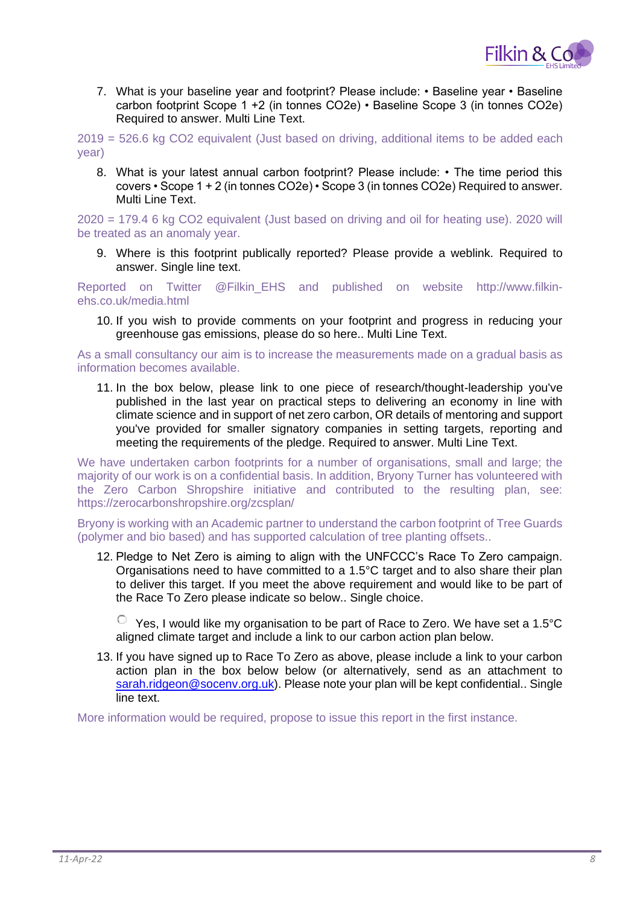7. What is your baseline year and footprint? Please include: • Baseline year • Baseline carbon footprint Scope 1 +2 (in tonnes $CO_2e$) • Baseline Scope 3 (in tonnes $CO_2e$) Required to answer. Multi Line Text.

2019 = 526.6 kg $CO_2$ equivalent (Just based on driving, additional items to be added each year)

8. What is your latest annual carbon footprint? Please include: • The time period this covers • Scope 1 + 2 (in tonnes $CO_2e$) • Scope 3 (in tonnes $CO_2e$) Required to answer. Multi Line Text.

2020 = 179.4 6 kg $CO_2$ equivalent (Just based on driving and oil for heating use). 2020 will be treated as an anomaly year.

9. Where is this footprint publically reported? Please provide a weblink. Required to answer. Single line text.

Reported on Twitter @Filkin_EHS and published on website http://www.filkin-ehs.co.uk/media.html

10. If you wish to provide comments on your footprint and progress in reducing your greenhouse gas emissions, please do so here.. Multi Line Text.

As a small consultancy our aim is to increase the measurements made on a gradual basis as information becomes available.

11. In the box below, please link to one piece of research/thought-leadership you've published in the last year on practical steps to delivering an economy in line with climate science and in support of net zero carbon, OR details of mentoring and support you've provided for smaller signatory companies in setting targets, reporting and meeting the requirements of the pledge. Required to answer. Multi Line Text.

We have undertaken carbon footprints for a number of organisations, small and large; the majority of our work is on a confidential basis. In addition, Bryony Turner has volunteered with the Zero Carbon Shropshire initiative and contributed to the resulting plan, see: https://zerocarbonshropshire.org/zcsplan/

Bryony is working with an Academic partner to understand the carbon footprint of Tree Guards (polymer and bio based) and has supported calculation of tree planting offsets..

12. Pledge to Net Zero is aiming to align with the UNFCCC's Race To Zero campaign. Organisations need to have committed to a 1.5°C target and to also share their plan to deliver this target. If you meet the above requirement and would like to be part of the Race To Zero please indicate so below.. Single choice.

   ○ Yes, I would like my organisation to be part of Race to Zero. We have set a 1.5°C aligned climate target and include a link to our carbon action plan below.

13. If you have signed up to Race To Zero as above, please include a link to your carbon action plan in the box below below (or alternatively, send as an attachment to sarah.ridgeon@socenv.org.uk). Please note your plan will be kept confidential.. Single line text.

More information would be required, propose to issue this report in the first instance.